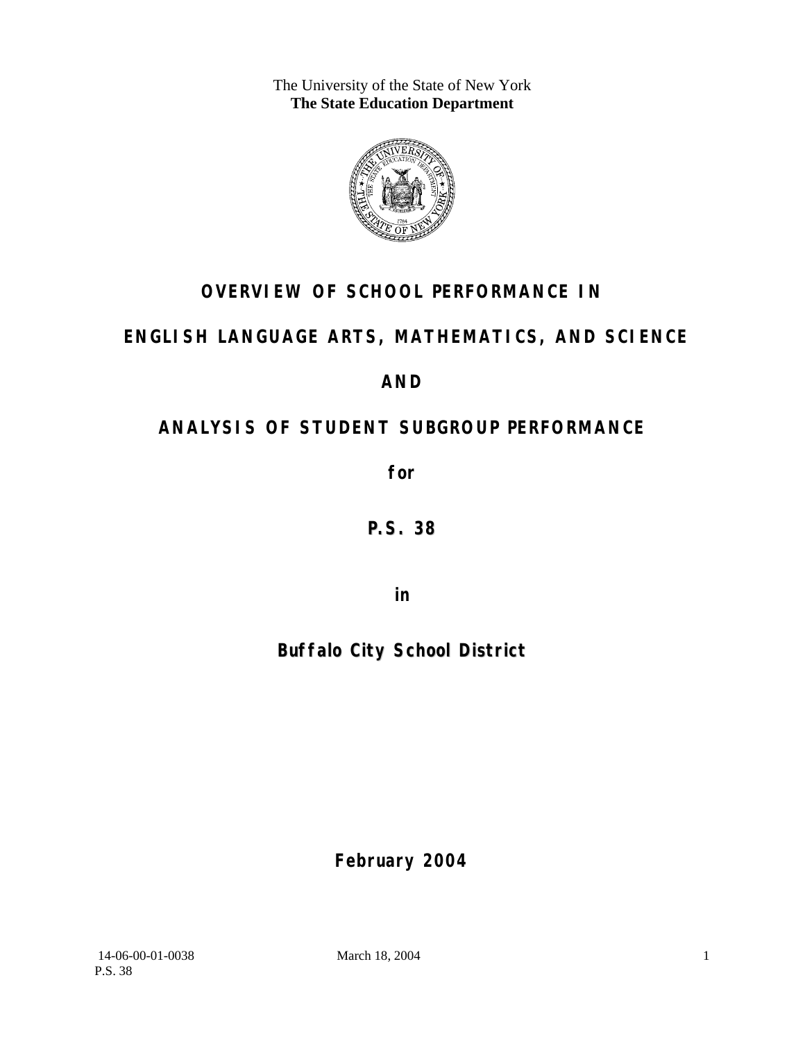The University of the State of New York
**The State Education Department**

# OVERVIEW OF SCHOOL PERFORMANCE IN

# ENGLISH LANGUAGE ARTS, MATHEMATICS, AND SCIENCE

# AND

# ANALYSIS OF STUDENT SUBGROUP PERFORMANCE

**for**

**P.S. 38**

**in**

**Buffalo City School District**

**February 2004**

14-06-00-01-0038 March 18, 2004
P.S. 38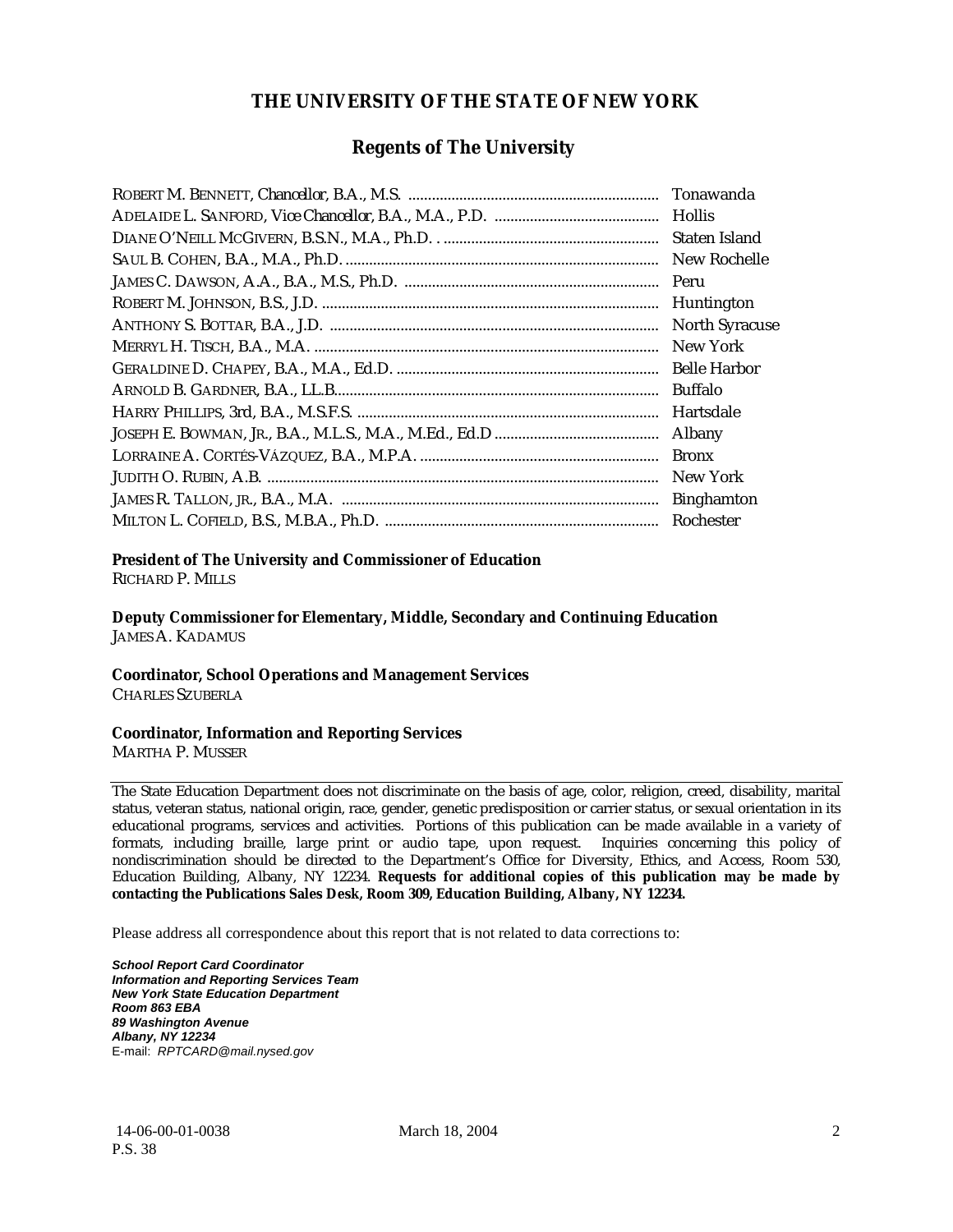# THE UNIVERSITY OF THE STATE OF NEW YORK

## Regents of The University

| | |
|---|---|
| ROBERT M. BENNETT, *Chancellor*, B.A., M.S. | Tonawanda |
| ADELAIDE L. SANFORD, *Vice Chancellor*, B.A., M.A., P.D. | Hollis |
| DIANE O'NEILL MCGIVERN, B.S.N., M.A., Ph.D. | Staten Island |
| SAUL B. COHEN, B.A., M.A., Ph.D. | New Rochelle |
| JAMES C. DAWSON, A.A., B.A., M.S., Ph.D. | Peru |
| ROBERT M. JOHNSON, B.S., J.D. | Huntington |
| ANTHONY S. BOTTAR, B.A., J.D. | North Syracuse |
| MERRYL H. TISCH, B.A., M.A. | New York |
| GERALDINE D. CHAPEY, B.A., M.A., Ed.D. | Belle Harbor |
| ARNOLD B. GARDNER, B.A., LL.B. | Buffalo |
| HARRY PHILLIPS, 3rd, B.A., M.S.F.S. | Hartsdale |
| JOSEPH E. BOWMAN, JR., B.A., M.L.S., M.A., M.Ed., Ed.D | Albany |
| LORRAINE A. CORTÉS-VÁZQUEZ, B.A., M.P.A. | Bronx |
| JUDITH O. RUBIN, A.B. | New York |
| JAMES R. TALLON, JR., B.A., M.A. | Binghamton |
| MILTON L. COFIELD, B.S., M.B.A., Ph.D. | Rochester |

**President of The University and Commissioner of Education**
RICHARD P. MILLS

**Deputy Commissioner for Elementary, Middle, Secondary and Continuing Education**
JAMES A. KADAMUS

**Coordinator, School Operations and Management Services**
CHARLES SZUBERLA

**Coordinator, Information and Reporting Services**
MARTHA P. MUSSER

---

The State Education Department does not discriminate on the basis of age, color, religion, creed, disability, marital status, veteran status, national origin, race, gender, genetic predisposition or carrier status, or sexual orientation in its educational programs, services and activities. Portions of this publication can be made available in a variety of formats, including braille, large print or audio tape, upon request. Inquiries concerning this policy of nondiscrimination should be directed to the Department's Office for Diversity, Ethics, and Access, Room 530, Education Building, Albany, NY 12234. **Requests for additional copies of this publication may be made by contacting the Publications Sales Desk, Room 309, Education Building, Albany, NY 12234.**

Please address all correspondence about this report that is not related to data corrections to:

***School Report Card Coordinator***
***Information and Reporting Services Team***
***New York State Education Department***
***Room 863 EBA***
***89 Washington Avenue***
***Albany, NY 12234***
E-mail: *RPTCARD@mail.nysed.gov*

14-06-00-01-0038
P.S. 38

March 18, 2004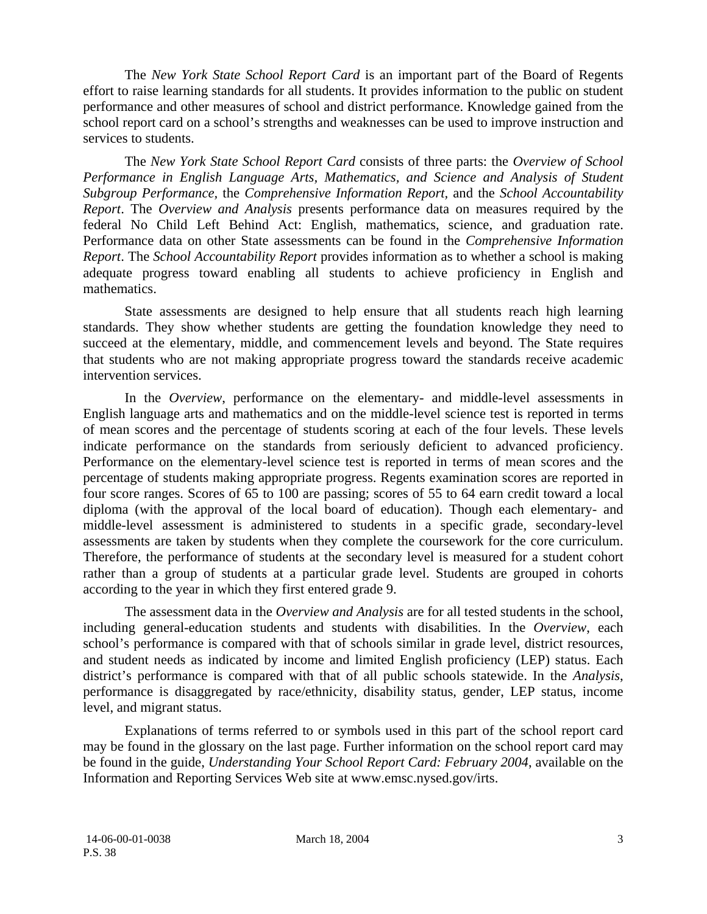The *New York State School Report Card* is an important part of the Board of Regents effort to raise learning standards for all students. It provides information to the public on student performance and other measures of school and district performance. Knowledge gained from the school report card on a school's strengths and weaknesses can be used to improve instruction and services to students.

The *New York State School Report Card* consists of three parts: the *Overview of School Performance in English Language Arts, Mathematics, and Science and Analysis of Student Subgroup Performance,* the *Comprehensive Information Report,* and the *School Accountability Report*. The *Overview and Analysis* presents performance data on measures required by the federal No Child Left Behind Act: English, mathematics, science, and graduation rate. Performance data on other State assessments can be found in the *Comprehensive Information Report*. The *School Accountability Report* provides information as to whether a school is making adequate progress toward enabling all students to achieve proficiency in English and mathematics.

State assessments are designed to help ensure that all students reach high learning standards. They show whether students are getting the foundation knowledge they need to succeed at the elementary, middle, and commencement levels and beyond. The State requires that students who are not making appropriate progress toward the standards receive academic intervention services.

In the *Overview*, performance on the elementary- and middle-level assessments in English language arts and mathematics and on the middle-level science test is reported in terms of mean scores and the percentage of students scoring at each of the four levels. These levels indicate performance on the standards from seriously deficient to advanced proficiency. Performance on the elementary-level science test is reported in terms of mean scores and the percentage of students making appropriate progress. Regents examination scores are reported in four score ranges. Scores of 65 to 100 are passing; scores of 55 to 64 earn credit toward a local diploma (with the approval of the local board of education). Though each elementary- and middle-level assessment is administered to students in a specific grade, secondary-level assessments are taken by students when they complete the coursework for the core curriculum. Therefore, the performance of students at the secondary level is measured for a student cohort rather than a group of students at a particular grade level. Students are grouped in cohorts according to the year in which they first entered grade 9.

The assessment data in the *Overview and Analysis* are for all tested students in the school, including general-education students and students with disabilities. In the *Overview*, each school's performance is compared with that of schools similar in grade level, district resources, and student needs as indicated by income and limited English proficiency (LEP) status. Each district's performance is compared with that of all public schools statewide. In the *Analysis*, performance is disaggregated by race/ethnicity, disability status, gender, LEP status, income level, and migrant status.

Explanations of terms referred to or symbols used in this part of the school report card may be found in the glossary on the last page. Further information on the school report card may be found in the guide, *Understanding Your School Report Card: February 2004*, available on the Information and Reporting Services Web site at www.emsc.nysed.gov/irts.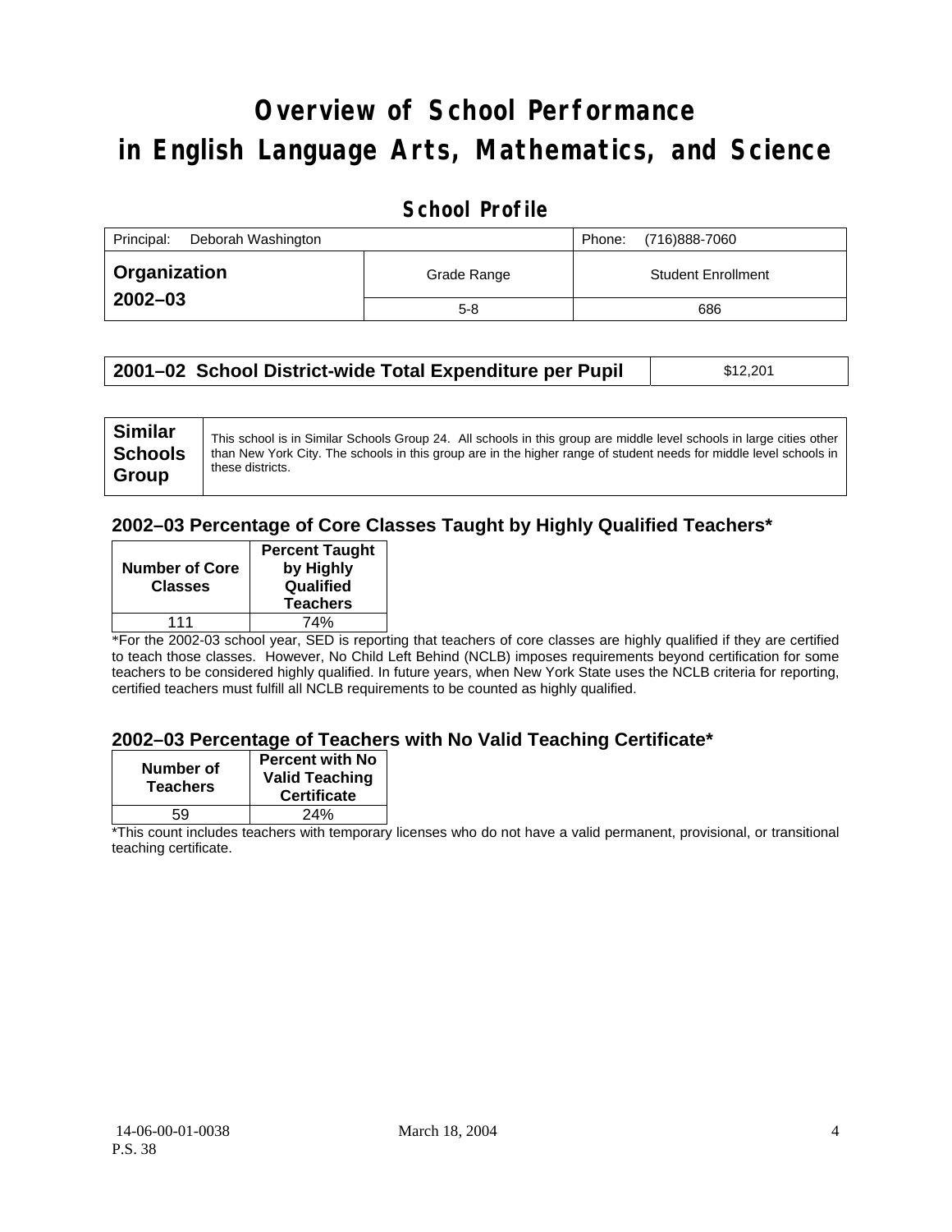# Overview of School Performance in English Language Arts, Mathematics, and Science

## School Profile

| Principal: Deborah Washington | | Phone: (716)888-7060 |
|---|---|---|
| **Organization 2002–03** | Grade Range | Student Enrollment |
| | 5-8 | 686 |

| **2001–02 School District-wide Total Expenditure per Pupil** | $12,201 |
|---|---|

| **Similar Schools Group** | This school is in Similar Schools Group 24. All schools in this group are middle level schools in large cities other than New York City. The schools in this group are in the higher range of student needs for middle level schools in these districts. |
|---|---|

### 2002–03 Percentage of Core Classes Taught by Highly Qualified Teachers*

| Number of Core Classes | Percent Taught by Highly Qualified Teachers |
|---|---|
| 111 | 74% |

*For the 2002-03 school year, SED is reporting that teachers of core classes are highly qualified if they are certified to teach those classes. However, No Child Left Behind (NCLB) imposes requirements beyond certification for some teachers to be considered highly qualified. In future years, when New York State uses the NCLB criteria for reporting, certified teachers must fulfill all NCLB requirements to be counted as highly qualified.

### 2002–03 Percentage of Teachers with No Valid Teaching Certificate*

| Number of Teachers | Percent with No Valid Teaching Certificate |
|---|---|
| 59 | 24% |

*This count includes teachers with temporary licenses who do not have a valid permanent, provisional, or transitional teaching certificate.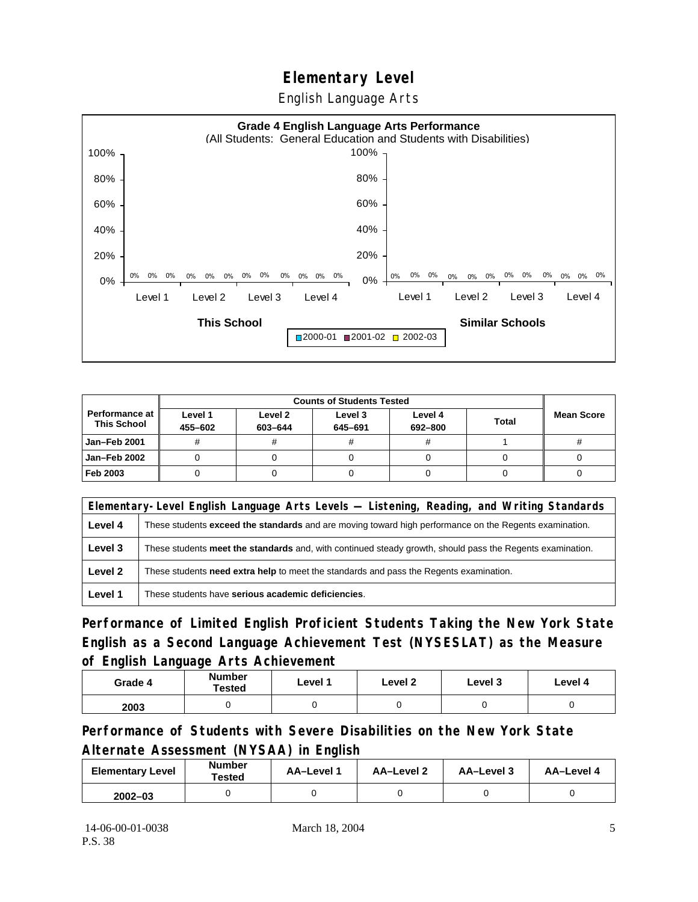# Elementary Level

English Language Arts

**Grade 4 English Language Arts Performance**
(All Students: General Education and Students with Disabilities)

| | Level 1 | | | Level 2 | | | Level 3 | | | Level 4 | | |
|---|---|---|---|---|---|---|---|---|---|---|---|---|
| | 2000-01 | 2001-02 | 2002-03 | 2000-01 | 2001-02 | 2002-03 | 2000-01 | 2001-02 | 2002-03 | 2000-01 | 2001-02 | 2002-03 |
| This School | 0% | 0% | 0% | 0% | 0% | 0% | 0% | 0% | 0% | 0% | 0% | 0% |
| Similar Schools | 0% | 0% | 0% | 0% | 0% | 0% | 0% | 0% | 0% | 0% | 0% | 0% |

| Performance at This School | Counts of Students Tested | | | | | Mean Score |
|---|---|---|---|---|---|---|
| | Level 1 455–602 | Level 2 603–644 | Level 3 645–691 | Level 4 692–800 | Total | |
| Jan–Feb 2001 | # | # | # | # | 1 | # |
| Jan–Feb 2002 | 0 | 0 | 0 | 0 | 0 | 0 |
| Feb 2003 | 0 | 0 | 0 | 0 | 0 | 0 |

| Elementary-Level English Language Arts Levels — Listening, Reading, and Writing Standards | |
|---|---|
| Level 4 | These students **exceed the standards** and are moving toward high performance on the Regents examination. |
| Level 3 | These students **meet the standards** and, with continued steady growth, should pass the Regents examination. |
| Level 2 | These students **need extra help** to meet the standards and pass the Regents examination. |
| Level 1 | These students have **serious academic deficiencies**. |

## Performance of Limited English Proficient Students Taking the New York State English as a Second Language Achievement Test (NYSESLAT) as the Measure of English Language Arts Achievement

| Grade 4 | Number Tested | Level 1 | Level 2 | Level 3 | Level 4 |
|---|---|---|---|---|---|
| 2003 | 0 | 0 | 0 | 0 | 0 |

## Performance of Students with Severe Disabilities on the New York State Alternate Assessment (NYSAA) in English

| Elementary Level | Number Tested | AA–Level 1 | AA–Level 2 | AA–Level 3 | AA–Level 4 |
|---|---|---|---|---|---|
| 2002–03 | 0 | 0 | 0 | 0 | 0 |

14-06-00-01-0038
P.S. 38

March 18, 2004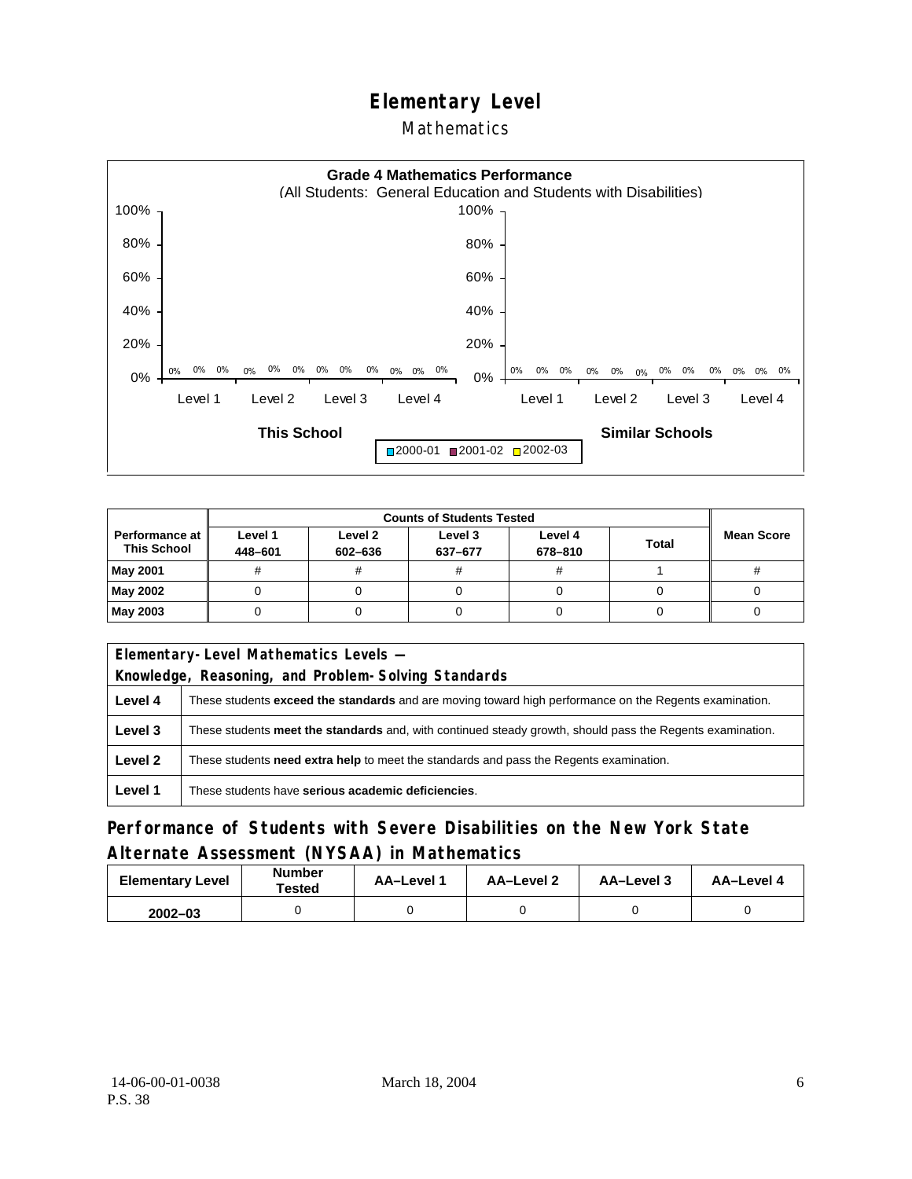# Elementary Level

## Mathematics

**Grade 4 Mathematics Performance**
(All Students: General Education and Students with Disabilities)

| | Level 1 | Level 2 | Level 3 | Level 4 |
|---|---|---|---|---|
| **This School** 2000-01 | 0% | 0% | 0% | 0% |
| **This School** 2001-02 | 0% | 0% | 0% | 0% |
| **This School** 2002-03 | 0% | 0% | 0% | 0% |
| **Similar Schools** 2000-01 | 0% | 0% | 0% | 0% |
| **Similar Schools** 2001-02 | 0% | 0% | 0% | 0% |
| **Similar Schools** 2002-03 | 0% | 0% | 0% | 0% |

| Performance at This School | Counts of Students Tested | | | | | Mean Score |
|---|---|---|---|---|---|---|
| | Level 1 448–601 | Level 2 602–636 | Level 3 637–677 | Level 4 678–810 | Total | |
| **May 2001** | # | # | # | # | 1 | # |
| **May 2002** | 0 | 0 | 0 | 0 | 0 | 0 |
| **May 2003** | 0 | 0 | 0 | 0 | 0 | 0 |

| Elementary-Level Mathematics Levels — Knowledge, Reasoning, and Problem-Solving Standards | |
|---|---|
| **Level 4** | These students **exceed the standards** and are moving toward high performance on the Regents examination. |
| **Level 3** | These students **meet the standards** and, with continued steady growth, should pass the Regents examination. |
| **Level 2** | These students **need extra help** to meet the standards and pass the Regents examination. |
| **Level 1** | These students have **serious academic deficiencies**. |

## Performance of Students with Severe Disabilities on the New York State Alternate Assessment (NYSAA) in Mathematics

| Elementary Level | Number Tested | AA–Level 1 | AA–Level 2 | AA–Level 3 | AA–Level 4 |
|---|---|---|---|---|---|
| **2002–03** | 0 | 0 | 0 | 0 | 0 |

14-06-00-01-0038
P.S. 38

March 18, 2004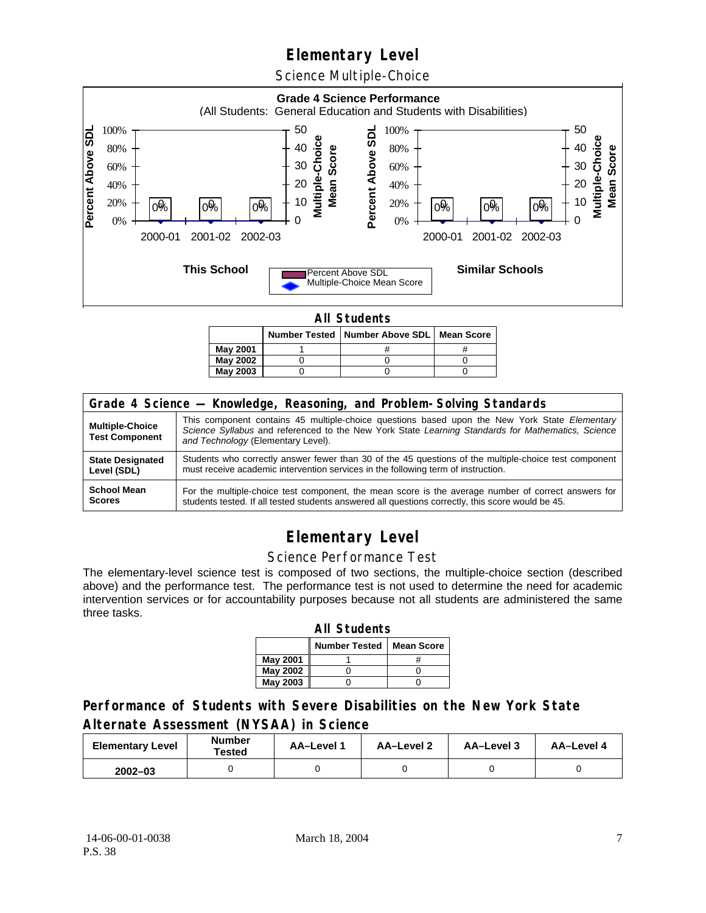# Elementary Level

## Science Multiple-Choice

**Grade 4 Science Performance**
(All Students: General Education and Students with Disabilities)

| | 2000-01 | 2001-02 | 2002-03 |
|---|---|---|---|
| This School – Percent Above SDL | 0% | 0% | 0% |
| This School – Multiple-Choice Mean Score | 0 | 0 | 0 |
| Similar Schools – Percent Above SDL | 0% | 0% | 0% |
| Similar Schools – Multiple-Choice Mean Score | 0 | 0 | 0 |

**All Students**

| | Number Tested | Number Above SDL | Mean Score |
|---|---|---|---|
| May 2001 | 1 | # | # |
| May 2002 | 0 | 0 | 0 |
| May 2003 | 0 | 0 | 0 |

| Grade 4 Science — Knowledge, Reasoning, and Problem-Solving Standards | |
|---|---|
| **Multiple-Choice Test Component** | This component contains 45 multiple-choice questions based upon the New York State *Elementary Science Syllabus* and referenced to the New York State *Learning Standards for Mathematics, Science and Technology* (Elementary Level). |
| **State Designated Level (SDL)** | Students who correctly answer fewer than 30 of the 45 questions of the multiple-choice test component must receive academic intervention services in the following term of instruction. |
| **School Mean Scores** | For the multiple-choice test component, the mean score is the average number of correct answers for students tested. If all tested students answered all questions correctly, this score would be 45. |

# Elementary Level

## Science Performance Test

The elementary-level science test is composed of two sections, the multiple-choice section (described above) and the performance test. The performance test is not used to determine the need for academic intervention services or for accountability purposes because not all students are administered the same three tasks.

**All Students**

| | Number Tested | Mean Score |
|---|---|---|
| May 2001 | 1 | # |
| May 2002 | 0 | 0 |
| May 2003 | 0 | 0 |

## Performance of Students with Severe Disabilities on the New York State Alternate Assessment (NYSAA) in Science

| Elementary Level | Number Tested | AA–Level 1 | AA–Level 2 | AA–Level 3 | AA–Level 4 |
|---|---|---|---|---|---|
| 2002–03 | 0 | 0 | 0 | 0 | 0 |

14-06-00-01-0038
P.S. 38
March 18, 2004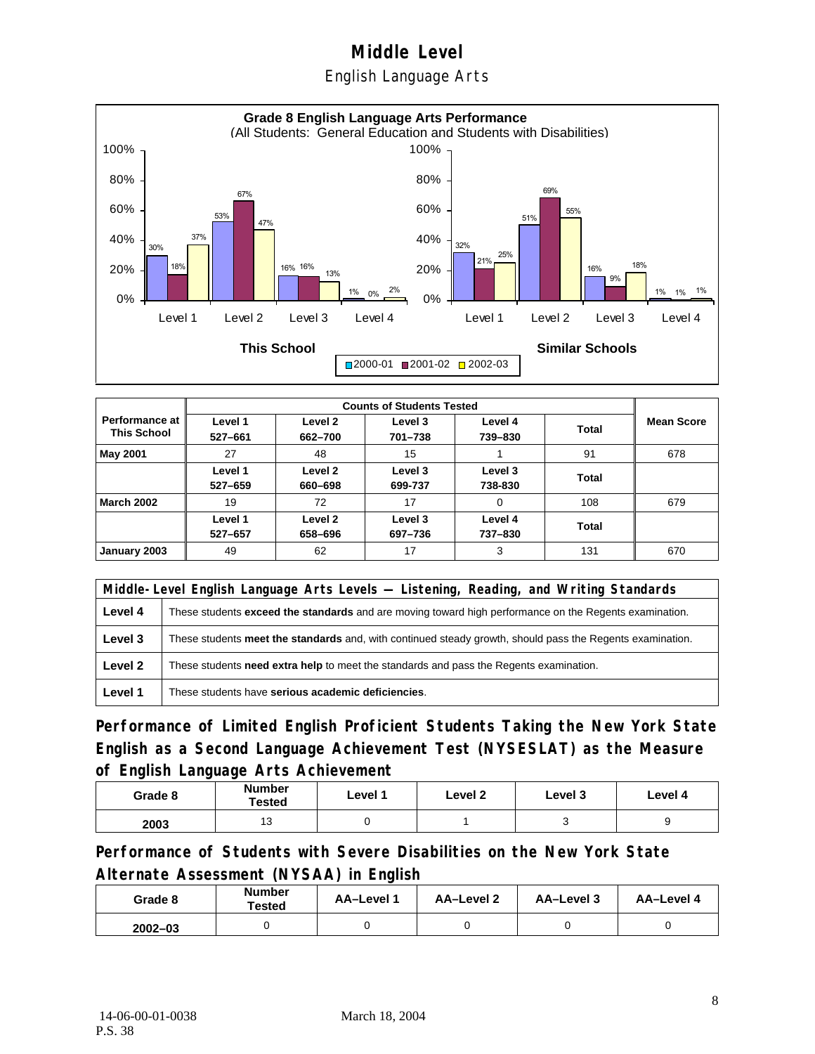# Middle Level

## English Language Arts

**Grade 8 English Language Arts Performance**
(All Students: General Education and Students with Disabilities)

| | This School 2000-01 | This School 2001-02 | This School 2002-03 | Similar Schools 2000-01 | Similar Schools 2001-02 | Similar Schools 2002-03 |
|---|---|---|---|---|---|---|
| Level 1 | 30% | 18% | 37% | 32% | 21% | 25% |
| Level 2 | 53% | 67% | 47% | 51% | 69% | 55% |
| Level 3 | 16% | 16% | 13% | 16% | 9% | 18% |
| Level 4 | 1% | 0% | 2% | 1% | 1% | 1% |

| Performance at This School | Counts of Students Tested | | | | | Mean Score |
|---|---|---|---|---|---|---|
| | Level 1 527–661 | Level 2 662–700 | Level 3 701–738 | Level 4 739–830 | Total | |
| May 2001 | 27 | 48 | 15 | 1 | 91 | 678 |
| | Level 1 527–659 | Level 2 660–698 | Level 3 699-737 | Level 3 738-830 | Total | |
| March 2002 | 19 | 72 | 17 | 0 | 108 | 679 |
| | Level 1 527–657 | Level 2 658–696 | Level 3 697–736 | Level 4 737–830 | Total | |
| January 2003 | 49 | 62 | 17 | 3 | 131 | 670 |

| Middle-Level English Language Arts Levels — Listening, Reading, and Writing Standards | |
|---|---|
| Level 4 | These students **exceed the standards** and are moving toward high performance on the Regents examination. |
| Level 3 | These students **meet the standards** and, with continued steady growth, should pass the Regents examination. |
| Level 2 | These students **need extra help** to meet the standards and pass the Regents examination. |
| Level 1 | These students have **serious academic deficiencies**. |

### Performance of Limited English Proficient Students Taking the New York State English as a Second Language Achievement Test (NYSESLAT) as the Measure of English Language Arts Achievement

| Grade 8 | Number Tested | Level 1 | Level 2 | Level 3 | Level 4 |
|---|---|---|---|---|---|
| 2003 | 13 | 0 | 1 | 3 | 9 |

### Performance of Students with Severe Disabilities on the New York State Alternate Assessment (NYSAA) in English

| Grade 8 | Number Tested | AA–Level 1 | AA–Level 2 | AA–Level 3 | AA–Level 4 |
|---|---|---|---|---|---|
| 2002–03 | 0 | 0 | 0 | 0 | 0 |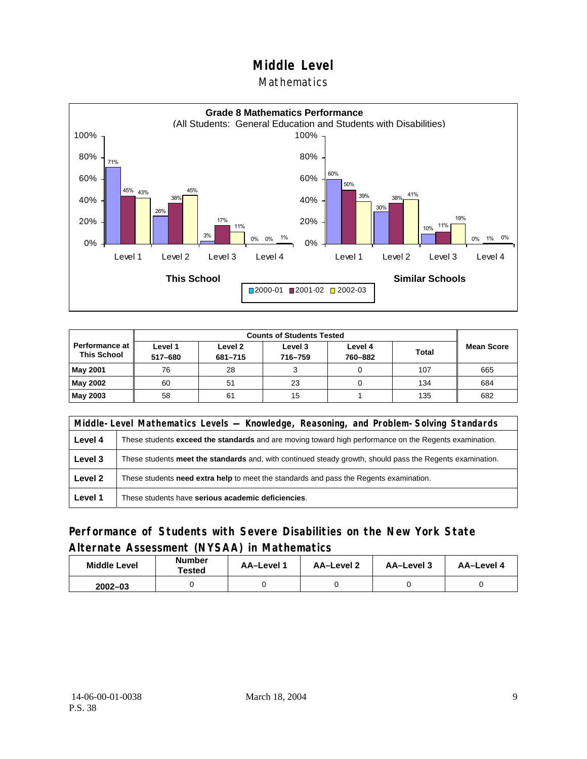# Middle Level

## Mathematics

**Grade 8 Mathematics Performance**
(All Students: General Education and Students with Disabilities)

| | This School 2000-01 | This School 2001-02 | This School 2002-03 | Similar Schools 2000-01 | Similar Schools 2001-02 | Similar Schools 2002-03 |
|---|---|---|---|---|---|---|
| Level 1 | 71% | 45% | 43% | 60% | 50% | 39% |
| Level 2 | 26% | 38% | 45% | 30% | 38% | 41% |
| Level 3 | 3% | 17% | 11% | 10% | 11% | 19% |
| Level 4 | 0% | 0% | 1% | 0% | 1% | 0% |

| Performance at This School | Counts of Students Tested | | | | | Mean Score |
|---|---|---|---|---|---|---|
| | Level 1 517–680 | Level 2 681–715 | Level 3 716–759 | Level 4 760–882 | Total | |
| **May 2001** | 76 | 28 | 3 | 0 | 107 | 665 |
| **May 2002** | 60 | 51 | 23 | 0 | 134 | 684 |
| **May 2003** | 58 | 61 | 15 | 1 | 135 | 682 |

| Middle-Level Mathematics Levels — Knowledge, Reasoning, and Problem-Solving Standards | |
|---|---|
| **Level 4** | These students **exceed the standards** and are moving toward high performance on the Regents examination. |
| **Level 3** | These students **meet the standards** and, with continued steady growth, should pass the Regents examination. |
| **Level 2** | These students **need extra help** to meet the standards and pass the Regents examination. |
| **Level 1** | These students have **serious academic deficiencies**. |

## Performance of Students with Severe Disabilities on the New York State Alternate Assessment (NYSAA) in Mathematics

| Middle Level | Number Tested | AA–Level 1 | AA–Level 2 | AA–Level 3 | AA–Level 4 |
|---|---|---|---|---|---|
| 2002–03 | 0 | 0 | 0 | 0 | 0 |

14-06-00-01-0038
P.S. 38

March 18, 2004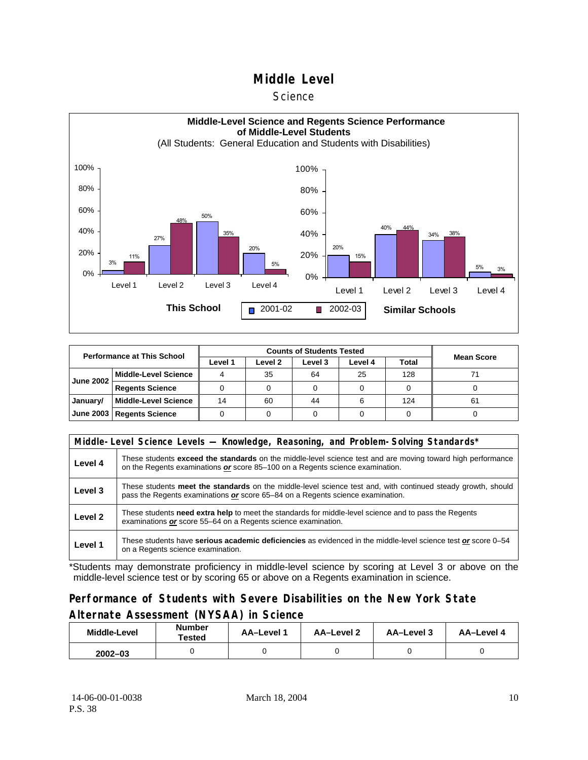# Middle Level

## Science

**Middle-Level Science and Regents Science Performance of Middle-Level Students**
(All Students: General Education and Students with Disabilities)

| | This School 2001-02 | This School 2002-03 | Similar Schools 2001-02 | Similar Schools 2002-03 |
|---|---|---|---|---|
| Level 1 | 3% | 11% | 20% | 15% |
| Level 2 | 27% | 48% | 40% | 44% |
| Level 3 | 50% | 35% | 34% | 38% |
| Level 4 | 20% | 5% | 5% | 3% |

| Performance at This School | | Counts of Students Tested | | | | | Mean Score |
|---|---|---|---|---|---|---|---|
| | | Level 1 | Level 2 | Level 3 | Level 4 | Total | |
| June 2002 | Middle-Level Science | 4 | 35 | 64 | 25 | 128 | 71 |
| | Regents Science | 0 | 0 | 0 | 0 | 0 | 0 |
| January/ June 2003 | Middle-Level Science | 14 | 60 | 44 | 6 | 124 | 61 |
| | Regents Science | 0 | 0 | 0 | 0 | 0 | 0 |

| Middle-Level Science Levels — Knowledge, Reasoning, and Problem-Solving Standards* | |
|---|---|
| Level 4 | These students **exceed the standards** on the middle-level science test and are moving toward high performance on the Regents examinations ***or*** score 85–100 on a Regents science examination. |
| Level 3 | These students **meet the standards** on the middle-level science test and, with continued steady growth, should pass the Regents examinations ***or*** score 65–84 on a Regents science examination. |
| Level 2 | These students **need extra help** to meet the standards for middle-level science and to pass the Regents examinations ***or*** score 55–64 on a Regents science examination. |
| Level 1 | These students have **serious academic deficiencies** as evidenced in the middle-level science test ***or*** score 0–54 on a Regents science examination. |

*Students may demonstrate proficiency in middle-level science by scoring at Level 3 or above on the middle-level science test or by scoring 65 or above on a Regents examination in science.

## Performance of Students with Severe Disabilities on the New York State Alternate Assessment (NYSAA) in Science

| Middle-Level | Number Tested | AA–Level 1 | AA–Level 2 | AA–Level 3 | AA–Level 4 |
|---|---|---|---|---|---|
| 2002–03 | 0 | 0 | 0 | 0 | 0 |

14-06-00-01-0038
P.S. 38

March 18, 2004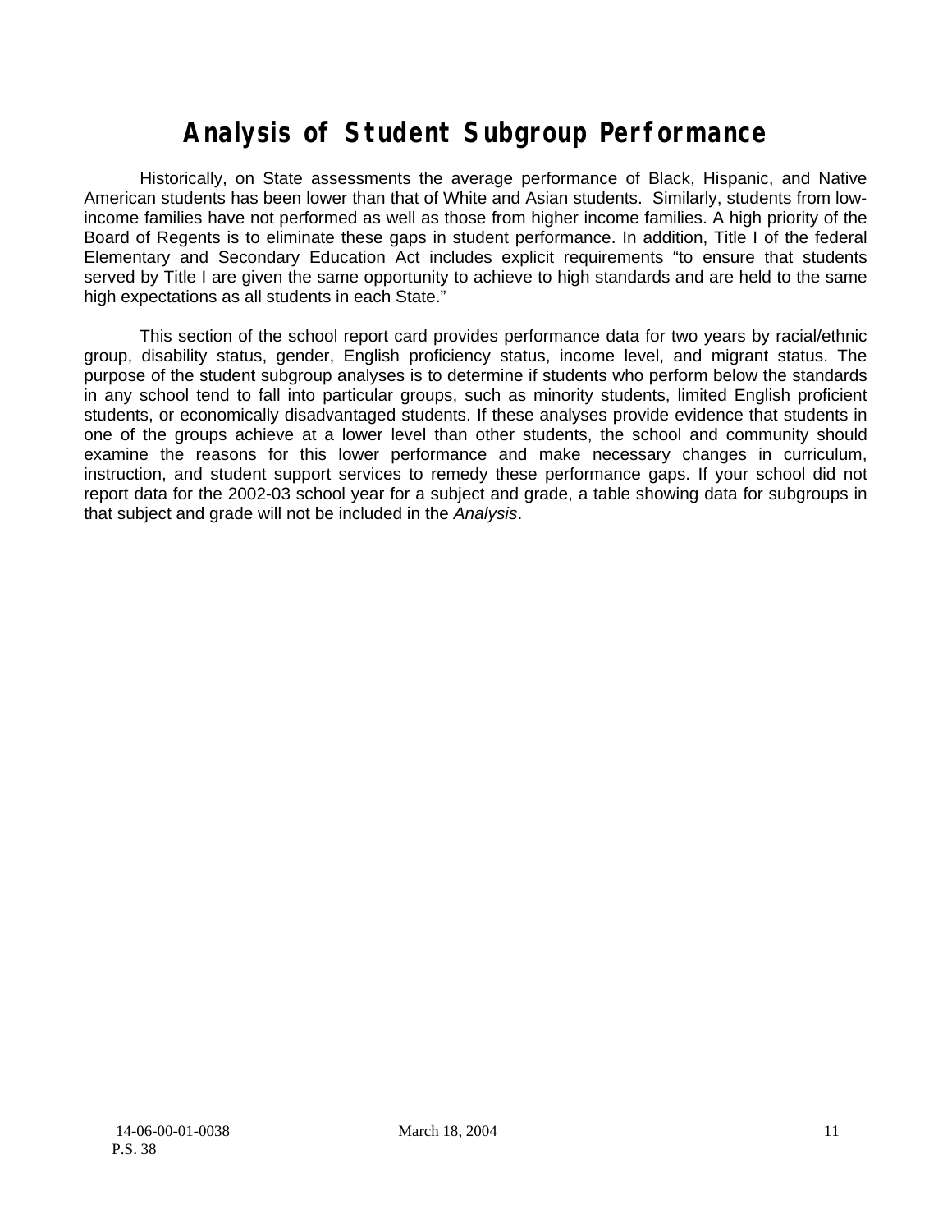# Analysis of Student Subgroup Performance

Historically, on State assessments the average performance of Black, Hispanic, and Native American students has been lower than that of White and Asian students. Similarly, students from low-income families have not performed as well as those from higher income families. A high priority of the Board of Regents is to eliminate these gaps in student performance. In addition, Title I of the federal Elementary and Secondary Education Act includes explicit requirements "to ensure that students served by Title I are given the same opportunity to achieve to high standards and are held to the same high expectations as all students in each State."

This section of the school report card provides performance data for two years by racial/ethnic group, disability status, gender, English proficiency status, income level, and migrant status. The purpose of the student subgroup analyses is to determine if students who perform below the standards in any school tend to fall into particular groups, such as minority students, limited English proficient students, or economically disadvantaged students. If these analyses provide evidence that students in one of the groups achieve at a lower level than other students, the school and community should examine the reasons for this lower performance and make necessary changes in curriculum, instruction, and student support services to remedy these performance gaps. If your school did not report data for the 2002-03 school year for a subject and grade, a table showing data for subgroups in that subject and grade will not be included in the *Analysis*.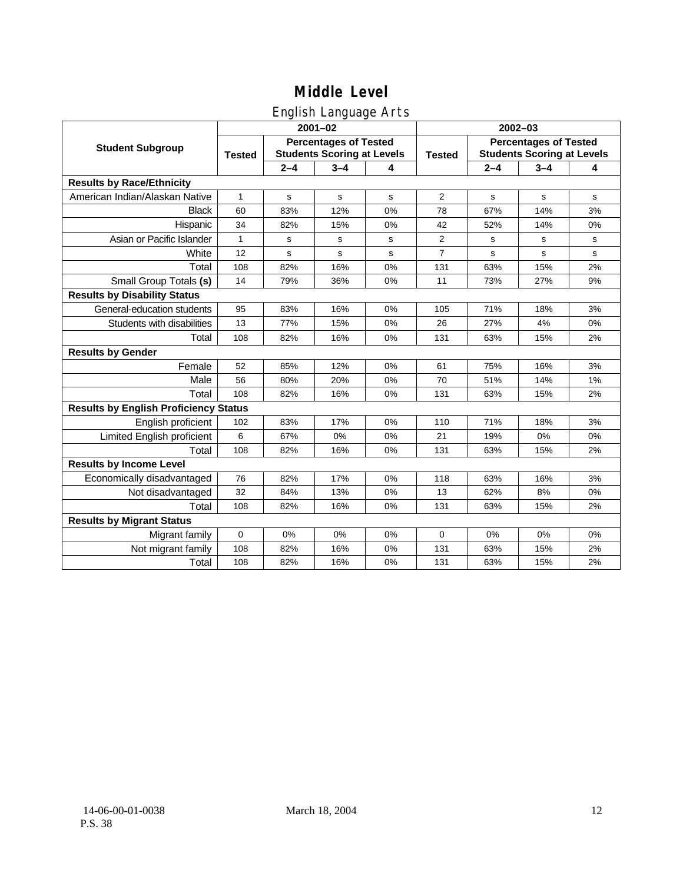# Middle Level

## English Language Arts

| Student Subgroup | 2001–02 | | | | 2002–03 | | | |
|---|---|---|---|---|---|---|---|---|
| | Tested | Percentages of Tested Students Scoring at Levels | | | Tested | Percentages of Tested Students Scoring at Levels | | |
| | | 2–4 | 3–4 | 4 | | 2–4 | 3–4 | 4 |
| **Results by Race/Ethnicity** | | | | | | | | |
| American Indian/Alaskan Native | 1 | s | s | s | 2 | s | s | s |
| Black | 60 | 83% | 12% | 0% | 78 | 67% | 14% | 3% |
| Hispanic | 34 | 82% | 15% | 0% | 42 | 52% | 14% | 0% |
| Asian or Pacific Islander | 1 | s | s | s | 2 | s | s | s |
| White | 12 | s | s | s | 7 | s | s | s |
| Total | 108 | 82% | 16% | 0% | 131 | 63% | 15% | 2% |
| Small Group Totals **(s)** | 14 | 79% | 36% | 0% | 11 | 73% | 27% | 9% |
| **Results by Disability Status** | | | | | | | | |
| General-education students | 95 | 83% | 16% | 0% | 105 | 71% | 18% | 3% |
| Students with disabilities | 13 | 77% | 15% | 0% | 26 | 27% | 4% | 0% |
| Total | 108 | 82% | 16% | 0% | 131 | 63% | 15% | 2% |
| **Results by Gender** | | | | | | | | |
| Female | 52 | 85% | 12% | 0% | 61 | 75% | 16% | 3% |
| Male | 56 | 80% | 20% | 0% | 70 | 51% | 14% | 1% |
| Total | 108 | 82% | 16% | 0% | 131 | 63% | 15% | 2% |
| **Results by English Proficiency Status** | | | | | | | | |
| English proficient | 102 | 83% | 17% | 0% | 110 | 71% | 18% | 3% |
| Limited English proficient | 6 | 67% | 0% | 0% | 21 | 19% | 0% | 0% |
| Total | 108 | 82% | 16% | 0% | 131 | 63% | 15% | 2% |
| **Results by Income Level** | | | | | | | | |
| Economically disadvantaged | 76 | 82% | 17% | 0% | 118 | 63% | 16% | 3% |
| Not disadvantaged | 32 | 84% | 13% | 0% | 13 | 62% | 8% | 0% |
| Total | 108 | 82% | 16% | 0% | 131 | 63% | 15% | 2% |
| **Results by Migrant Status** | | | | | | | | |
| Migrant family | 0 | 0% | 0% | 0% | 0 | 0% | 0% | 0% |
| Not migrant family | 108 | 82% | 16% | 0% | 131 | 63% | 15% | 2% |
| Total | 108 | 82% | 16% | 0% | 131 | 63% | 15% | 2% |

14-06-00-01-0038
P.S. 38

March 18, 2004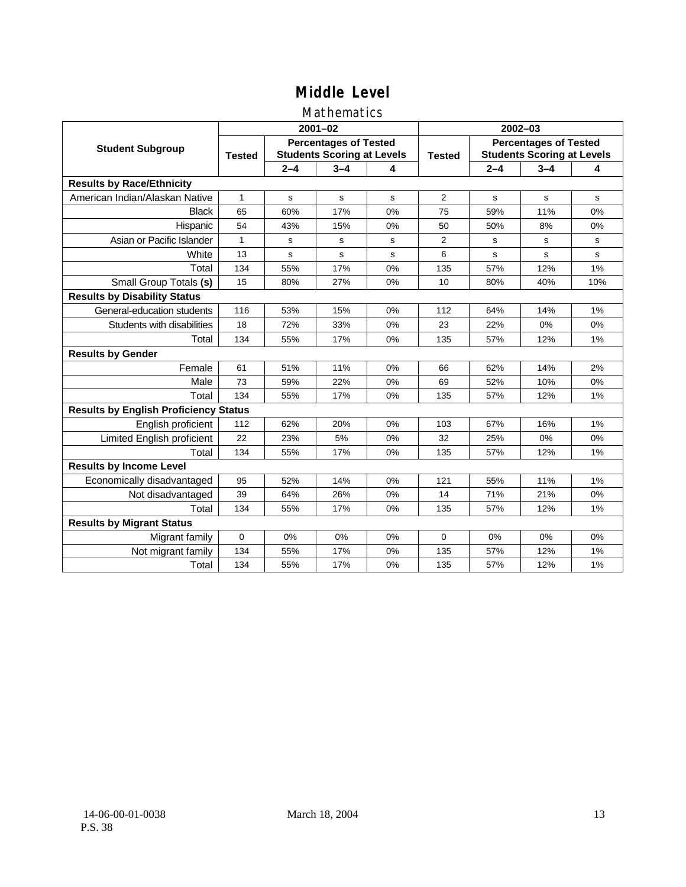# Middle Level

## Mathematics

| Student Subgroup | 2001–02 | | | | 2002–03 | | | |
|---|---|---|---|---|---|---|---|---|
| | Tested | Percentages of Tested Students Scoring at Levels | | | Tested | Percentages of Tested Students Scoring at Levels | | |
| | | 2–4 | 3–4 | 4 | | 2–4 | 3–4 | 4 |
| **Results by Race/Ethnicity** | | | | | | | | |
| American Indian/Alaskan Native | 1 | s | s | s | 2 | s | s | s |
| Black | 65 | 60% | 17% | 0% | 75 | 59% | 11% | 0% |
| Hispanic | 54 | 43% | 15% | 0% | 50 | 50% | 8% | 0% |
| Asian or Pacific Islander | 1 | s | s | s | 2 | s | s | s |
| White | 13 | s | s | s | 6 | s | s | s |
| Total | 134 | 55% | 17% | 0% | 135 | 57% | 12% | 1% |
| Small Group Totals **(s)** | 15 | 80% | 27% | 0% | 10 | 80% | 40% | 10% |
| **Results by Disability Status** | | | | | | | | |
| General-education students | 116 | 53% | 15% | 0% | 112 | 64% | 14% | 1% |
| Students with disabilities | 18 | 72% | 33% | 0% | 23 | 22% | 0% | 0% |
| Total | 134 | 55% | 17% | 0% | 135 | 57% | 12% | 1% |
| **Results by Gender** | | | | | | | | |
| Female | 61 | 51% | 11% | 0% | 66 | 62% | 14% | 2% |
| Male | 73 | 59% | 22% | 0% | 69 | 52% | 10% | 0% |
| Total | 134 | 55% | 17% | 0% | 135 | 57% | 12% | 1% |
| **Results by English Proficiency Status** | | | | | | | | |
| English proficient | 112 | 62% | 20% | 0% | 103 | 67% | 16% | 1% |
| Limited English proficient | 22 | 23% | 5% | 0% | 32 | 25% | 0% | 0% |
| Total | 134 | 55% | 17% | 0% | 135 | 57% | 12% | 1% |
| **Results by Income Level** | | | | | | | | |
| Economically disadvantaged | 95 | 52% | 14% | 0% | 121 | 55% | 11% | 1% |
| Not disadvantaged | 39 | 64% | 26% | 0% | 14 | 71% | 21% | 0% |
| Total | 134 | 55% | 17% | 0% | 135 | 57% | 12% | 1% |
| **Results by Migrant Status** | | | | | | | | |
| Migrant family | 0 | 0% | 0% | 0% | 0 | 0% | 0% | 0% |
| Not migrant family | 134 | 55% | 17% | 0% | 135 | 57% | 12% | 1% |
| Total | 134 | 55% | 17% | 0% | 135 | 57% | 12% | 1% |

14-06-00-01-0038
P.S. 38

March 18, 2004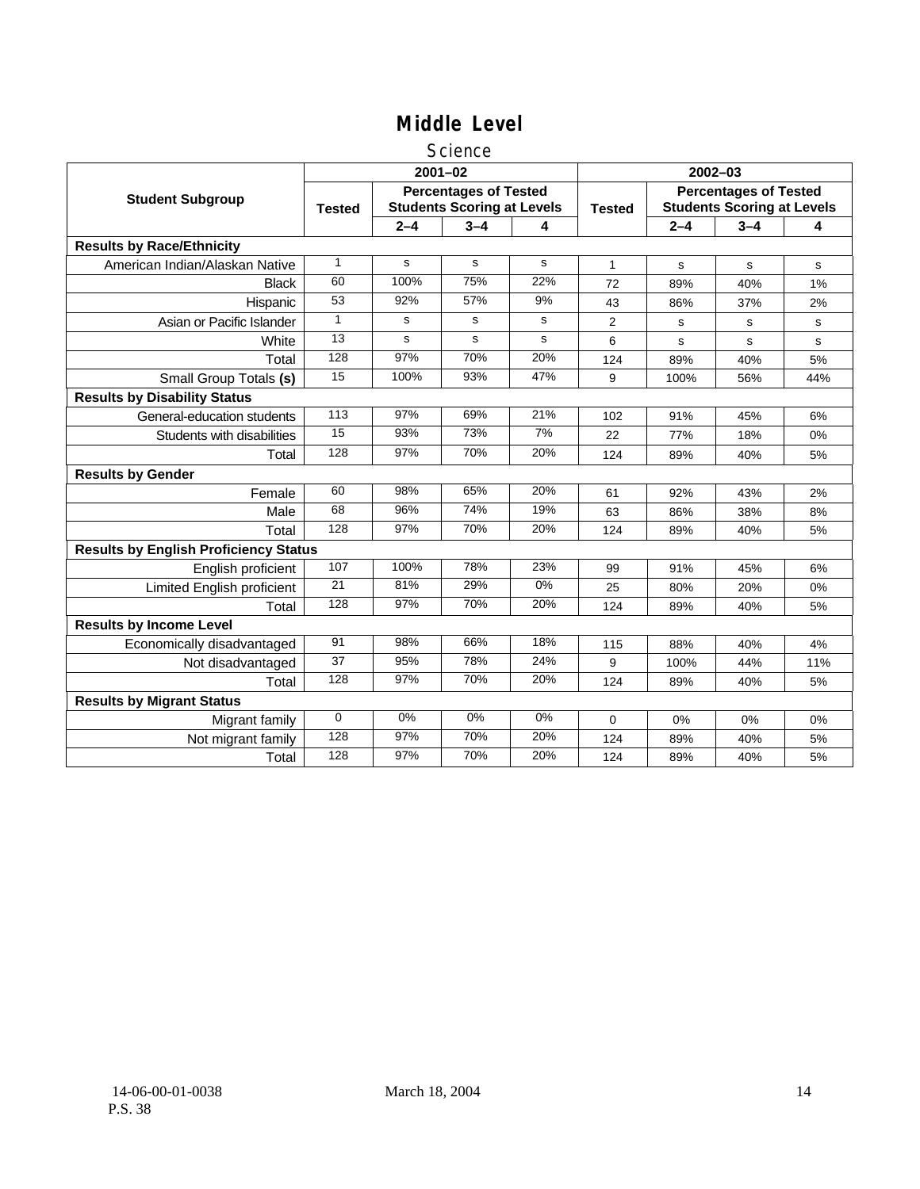# Middle Level

## Science

| Student Subgroup | 2001–02 | | | | 2002–03 | | | |
|---|---|---|---|---|---|---|---|---|
| | Tested | Percentages of Tested Students Scoring at Levels | | | Tested | Percentages of Tested Students Scoring at Levels | | |
| | | 2–4 | 3–4 | 4 | | 2–4 | 3–4 | 4 |
| **Results by Race/Ethnicity** | | | | | | | | |
| American Indian/Alaskan Native | 1 | s | s | s | 1 | s | s | s |
| Black | 60 | 100% | 75% | 22% | 72 | 89% | 40% | 1% |
| Hispanic | 53 | 92% | 57% | 9% | 43 | 86% | 37% | 2% |
| Asian or Pacific Islander | 1 | s | s | s | 2 | s | s | s |
| White | 13 | s | s | s | 6 | s | s | s |
| Total | 128 | 97% | 70% | 20% | 124 | 89% | 40% | 5% |
| Small Group Totals **(s)** | 15 | 100% | 93% | 47% | 9 | 100% | 56% | 44% |
| **Results by Disability Status** | | | | | | | | |
| General-education students | 113 | 97% | 69% | 21% | 102 | 91% | 45% | 6% |
| Students with disabilities | 15 | 93% | 73% | 7% | 22 | 77% | 18% | 0% |
| Total | 128 | 97% | 70% | 20% | 124 | 89% | 40% | 5% |
| **Results by Gender** | | | | | | | | |
| Female | 60 | 98% | 65% | 20% | 61 | 92% | 43% | 2% |
| Male | 68 | 96% | 74% | 19% | 63 | 86% | 38% | 8% |
| Total | 128 | 97% | 70% | 20% | 124 | 89% | 40% | 5% |
| **Results by English Proficiency Status** | | | | | | | | |
| English proficient | 107 | 100% | 78% | 23% | 99 | 91% | 45% | 6% |
| Limited English proficient | 21 | 81% | 29% | 0% | 25 | 80% | 20% | 0% |
| Total | 128 | 97% | 70% | 20% | 124 | 89% | 40% | 5% |
| **Results by Income Level** | | | | | | | | |
| Economically disadvantaged | 91 | 98% | 66% | 18% | 115 | 88% | 40% | 4% |
| Not disadvantaged | 37 | 95% | 78% | 24% | 9 | 100% | 44% | 11% |
| Total | 128 | 97% | 70% | 20% | 124 | 89% | 40% | 5% |
| **Results by Migrant Status** | | | | | | | | |
| Migrant family | 0 | 0% | 0% | 0% | 0 | 0% | 0% | 0% |
| Not migrant family | 128 | 97% | 70% | 20% | 124 | 89% | 40% | 5% |
| Total | 128 | 97% | 70% | 20% | 124 | 89% | 40% | 5% |

14-06-00-01-0038
P.S. 38

March 18, 2004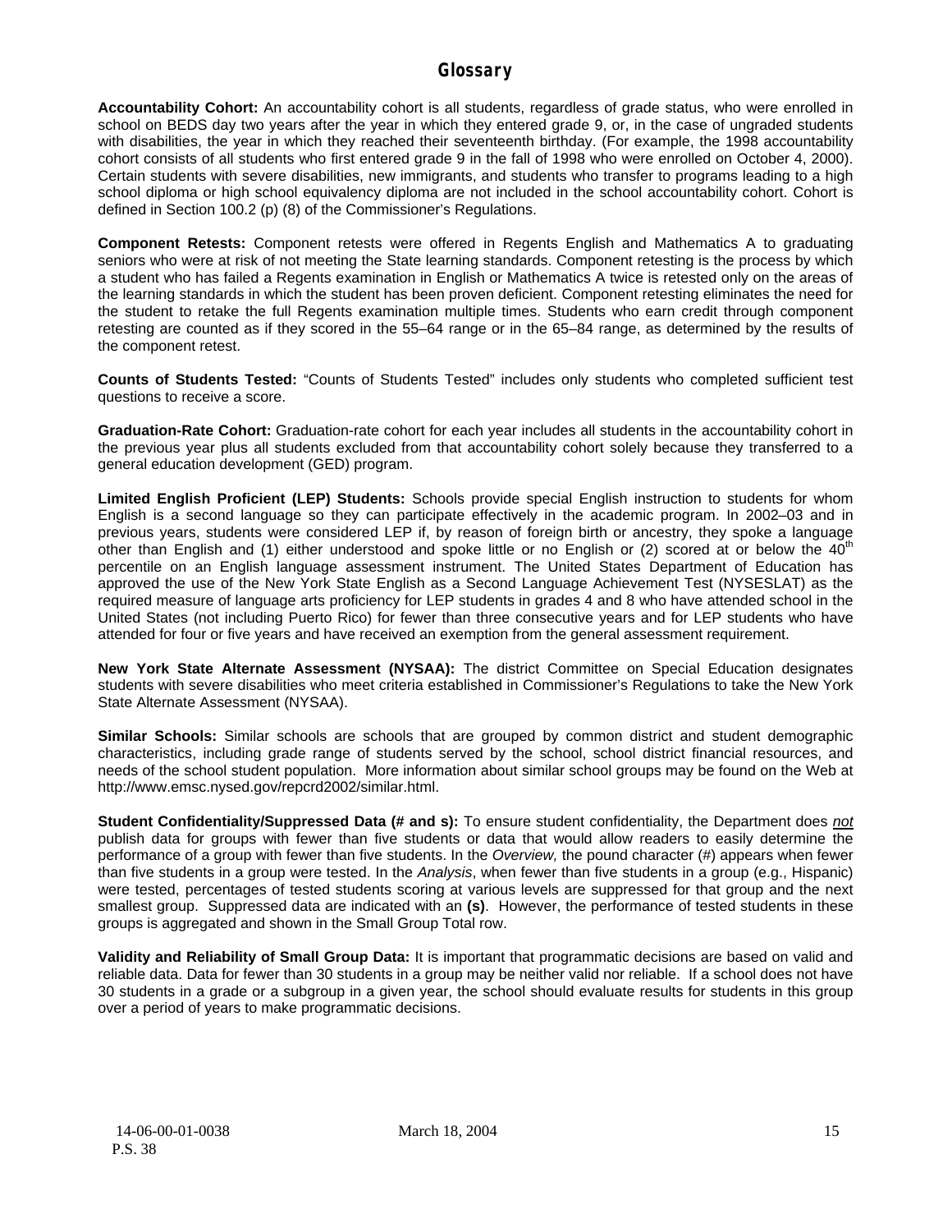# Glossary

**Accountability Cohort:** An accountability cohort is all students, regardless of grade status, who were enrolled in school on BEDS day two years after the year in which they entered grade 9, or, in the case of ungraded students with disabilities, the year in which they reached their seventeenth birthday. (For example, the 1998 accountability cohort consists of all students who first entered grade 9 in the fall of 1998 who were enrolled on October 4, 2000). Certain students with severe disabilities, new immigrants, and students who transfer to programs leading to a high school diploma or high school equivalency diploma are not included in the school accountability cohort. Cohort is defined in Section 100.2 (p) (8) of the Commissioner's Regulations.

**Component Retests:** Component retests were offered in Regents English and Mathematics A to graduating seniors who were at risk of not meeting the State learning standards. Component retesting is the process by which a student who has failed a Regents examination in English or Mathematics A twice is retested only on the areas of the learning standards in which the student has been proven deficient. Component retesting eliminates the need for the student to retake the full Regents examination multiple times. Students who earn credit through component retesting are counted as if they scored in the 55–64 range or in the 65–84 range, as determined by the results of the component retest.

**Counts of Students Tested:** "Counts of Students Tested" includes only students who completed sufficient test questions to receive a score.

**Graduation-Rate Cohort:** Graduation-rate cohort for each year includes all students in the accountability cohort in the previous year plus all students excluded from that accountability cohort solely because they transferred to a general education development (GED) program.

**Limited English Proficient (LEP) Students:** Schools provide special English instruction to students for whom English is a second language so they can participate effectively in the academic program. In 2002–03 and in previous years, students were considered LEP if, by reason of foreign birth or ancestry, they spoke a language other than English and (1) either understood and spoke little or no English or (2) scored at or below the 40th percentile on an English language assessment instrument. The United States Department of Education has approved the use of the New York State English as a Second Language Achievement Test (NYSESLAT) as the required measure of language arts proficiency for LEP students in grades 4 and 8 who have attended school in the United States (not including Puerto Rico) for fewer than three consecutive years and for LEP students who have attended for four or five years and have received an exemption from the general assessment requirement.

**New York State Alternate Assessment (NYSAA):** The district Committee on Special Education designates students with severe disabilities who meet criteria established in Commissioner's Regulations to take the New York State Alternate Assessment (NYSAA).

**Similar Schools:** Similar schools are schools that are grouped by common district and student demographic characteristics, including grade range of students served by the school, school district financial resources, and needs of the school student population. More information about similar school groups may be found on the Web at http://www.emsc.nysed.gov/repcrd2002/similar.html.

**Student Confidentiality/Suppressed Data (# and s):** To ensure student confidentiality, the Department does *not* publish data for groups with fewer than five students or data that would allow readers to easily determine the performance of a group with fewer than five students. In the *Overview,* the pound character (#) appears when fewer than five students in a group were tested. In the *Analysis*, when fewer than five students in a group (e.g., Hispanic) were tested, percentages of tested students scoring at various levels are suppressed for that group and the next smallest group. Suppressed data are indicated with an **(s)**. However, the performance of tested students in these groups is aggregated and shown in the Small Group Total row.

**Validity and Reliability of Small Group Data:** It is important that programmatic decisions are based on valid and reliable data. Data for fewer than 30 students in a group may be neither valid nor reliable. If a school does not have 30 students in a grade or a subgroup in a given year, the school should evaluate results for students in this group over a period of years to make programmatic decisions.